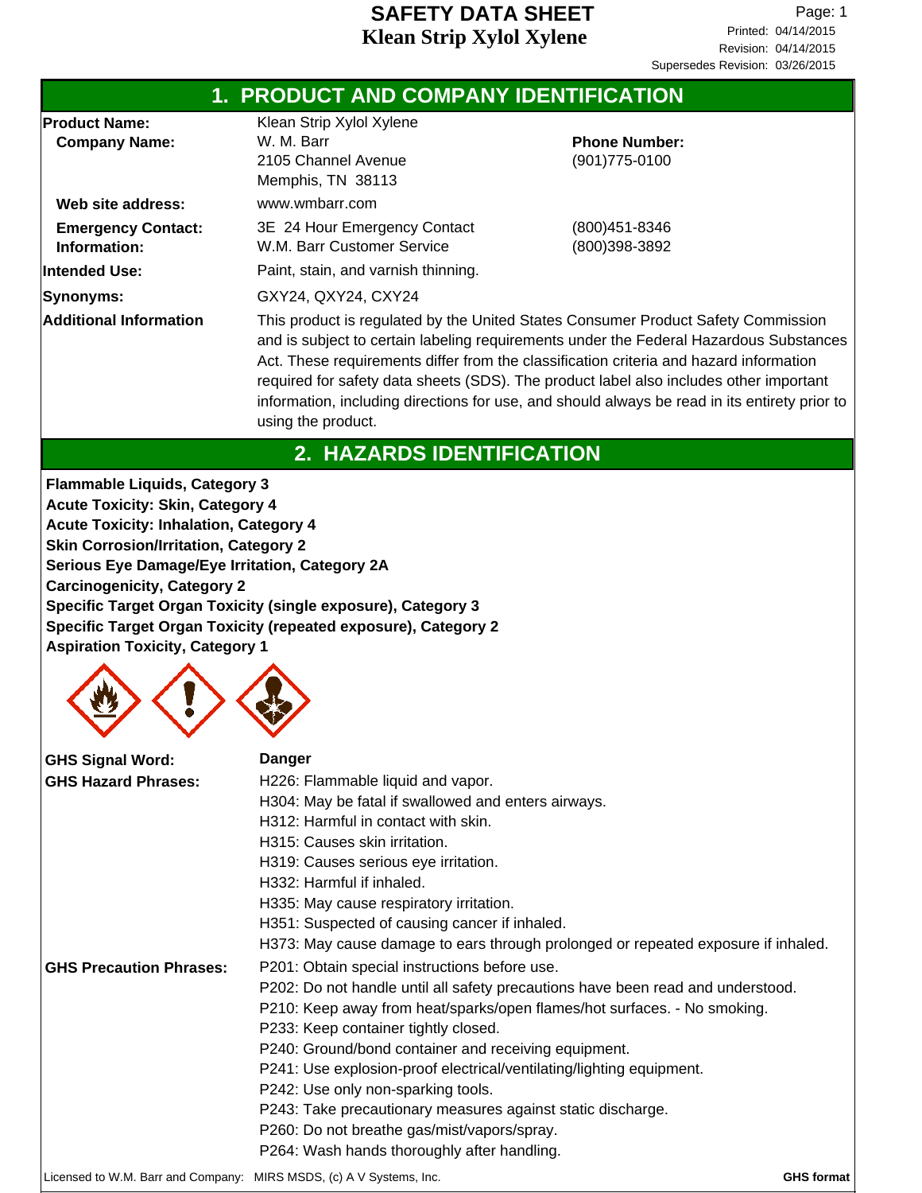# SAFETY DATA SHEET
## Klean Strip Xylol Xylene

Page: 1
Printed: 04/14/2015
Revision: 04/14/2015
Supersedes Revision: 03/26/2015

## 1. PRODUCT AND COMPANY IDENTIFICATION

**Product Name:** Klean Strip Xylol Xylene

**Company Name:** W. M. Barr
2105 Channel Avenue
Memphis, TN 38113

**Phone Number:** (901)775-0100

**Web site address:** www.wmbarr.com

**Emergency Contact: Information:**
3E 24 Hour Emergency Contact (800)451-8346
W.M. Barr Customer Service (800)398-3892

**Intended Use:** Paint, stain, and varnish thinning.

**Synonyms:** GXY24, QXY24, CXY24

**Additional Information** This product is regulated by the United States Consumer Product Safety Commission and is subject to certain labeling requirements under the Federal Hazardous Substances Act. These requirements differ from the classification criteria and hazard information required for safety data sheets (SDS). The product label also includes other important information, including directions for use, and should always be read in its entirety prior to using the product.

## 2. HAZARDS IDENTIFICATION

**Flammable Liquids, Category 3**
**Acute Toxicity: Skin, Category 4**
**Acute Toxicity: Inhalation, Category 4**
**Skin Corrosion/Irritation, Category 2**
**Serious Eye Damage/Eye Irritation, Category 2A**
**Carcinogenicity, Category 2**
**Specific Target Organ Toxicity (single exposure), Category 3**
**Specific Target Organ Toxicity (repeated exposure), Category 2**
**Aspiration Toxicity, Category 1**

**GHS Signal Word:** **Danger**

**GHS Hazard Phrases:**
H226: Flammable liquid and vapor.
H304: May be fatal if swallowed and enters airways.
H312: Harmful in contact with skin.
H315: Causes skin irritation.
H319: Causes serious eye irritation.
H332: Harmful if inhaled.
H335: May cause respiratory irritation.
H351: Suspected of causing cancer if inhaled.
H373: May cause damage to ears through prolonged or repeated exposure if inhaled.

**GHS Precaution Phrases:**
P201: Obtain special instructions before use.
P202: Do not handle until all safety precautions have been read and understood.
P210: Keep away from heat/sparks/open flames/hot surfaces. - No smoking.
P233: Keep container tightly closed.
P240: Ground/bond container and receiving equipment.
P241: Use explosion-proof electrical/ventilating/lighting equipment.
P242: Use only non-sparking tools.
P243: Take precautionary measures against static discharge.
P260: Do not breathe gas/mist/vapors/spray.
P264: Wash hands thoroughly after handling.

Licensed to W.M. Barr and Company: MIRS MSDS, (c) A V Systems, Inc. **GHS format**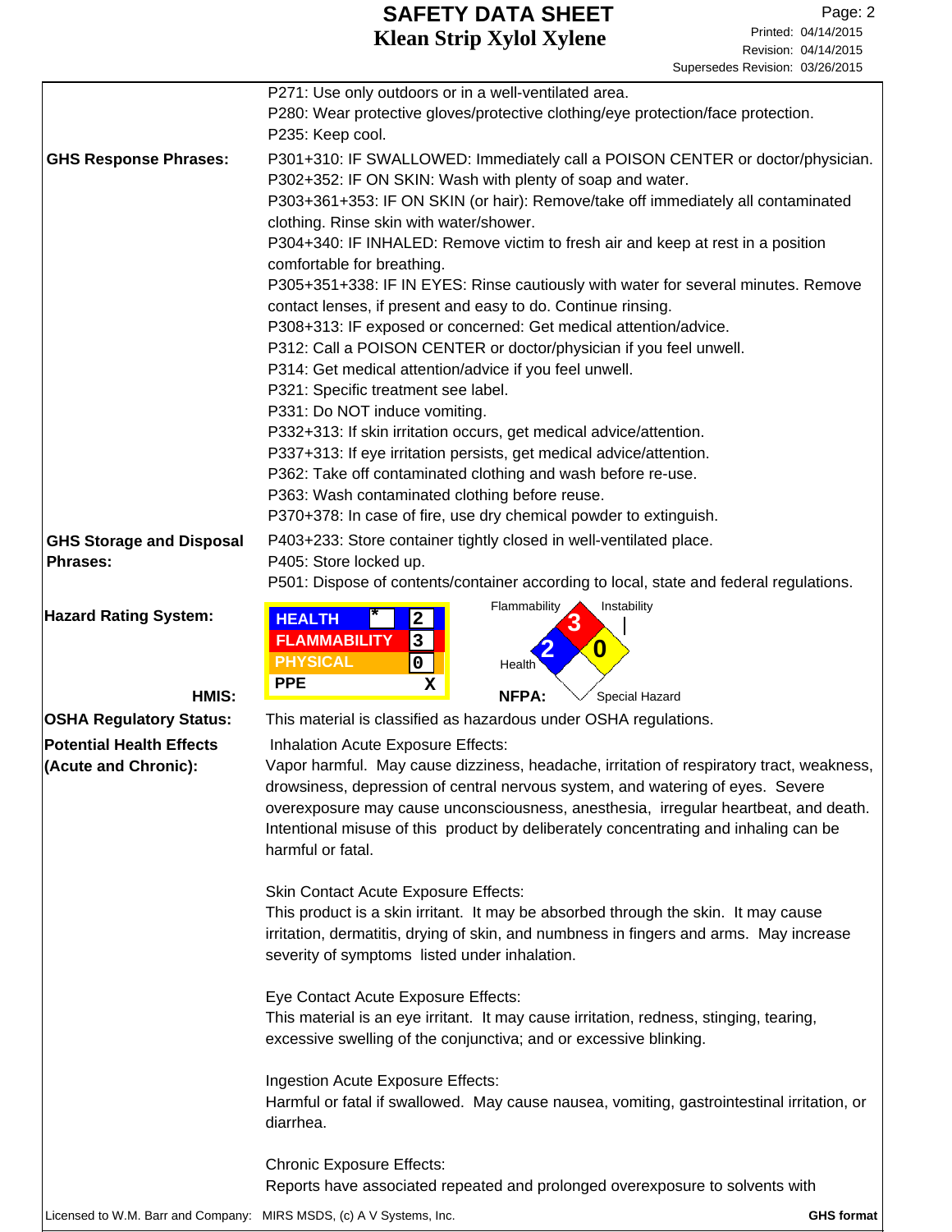P271: Use only outdoors or in a well-ventilated area.
P280: Wear protective gloves/protective clothing/eye protection/face protection.
P235: Keep cool.

**GHS Response Phrases:**

P301+310: IF SWALLOWED: Immediately call a POISON CENTER or doctor/physician.
P302+352: IF ON SKIN: Wash with plenty of soap and water.
P303+361+353: IF ON SKIN (or hair): Remove/take off immediately all contaminated clothing. Rinse skin with water/shower.
P304+340: IF INHALED: Remove victim to fresh air and keep at rest in a position comfortable for breathing.
P305+351+338: IF IN EYES: Rinse cautiously with water for several minutes. Remove contact lenses, if present and easy to do. Continue rinsing.
P308+313: IF exposed or concerned: Get medical attention/advice.
P312: Call a POISON CENTER or doctor/physician if you feel unwell.
P314: Get medical attention/advice if you feel unwell.
P321: Specific treatment see label.
P331: Do NOT induce vomiting.
P332+313: If skin irritation occurs, get medical advice/attention.
P337+313: If eye irritation persists, get medical advice/attention.
P362: Take off contaminated clothing and wash before re-use.
P363: Wash contaminated clothing before reuse.
P370+378: In case of fire, use dry chemical powder to extinguish.

**GHS Storage and Disposal Phrases:**

P403+233: Store container tightly closed in well-ventilated place.
P405: Store locked up.
P501: Dispose of contents/container according to local, state and federal regulations.

**Hazard Rating System:**

**HMIS:**

| HMIS | | |
|---|---|---|
| HEALTH | * | 2 |
| FLAMMABILITY | | 3 |
| PHYSICAL | | 0 |
| PPE | | X |

**NFPA:**

| NFPA | |
|---|---|
| Flammability | 3 |
| Health | 2 |
| Instability | 0 |
| Special Hazard | |

**OSHA Regulatory Status:** This material is classified as hazardous under OSHA regulations.

**Potential Health Effects (Acute and Chronic):**

Inhalation Acute Exposure Effects:
Vapor harmful. May cause dizziness, headache, irritation of respiratory tract, weakness, drowsiness, depression of central nervous system, and watering of eyes. Severe overexposure may cause unconsciousness, anesthesia, irregular heartbeat, and death. Intentional misuse of this product by deliberately concentrating and inhaling can be harmful or fatal.

Skin Contact Acute Exposure Effects:
This product is a skin irritant. It may be absorbed through the skin. It may cause irritation, dermatitis, drying of skin, and numbness in fingers and arms. May increase severity of symptoms listed under inhalation.

Eye Contact Acute Exposure Effects:
This material is an eye irritant. It may cause irritation, redness, stinging, tearing, excessive swelling of the conjunctiva; and or excessive blinking.

Ingestion Acute Exposure Effects:
Harmful or fatal if swallowed. May cause nausea, vomiting, gastrointestinal irritation, or diarrhea.

Chronic Exposure Effects:
Reports have associated repeated and prolonged overexposure to solvents with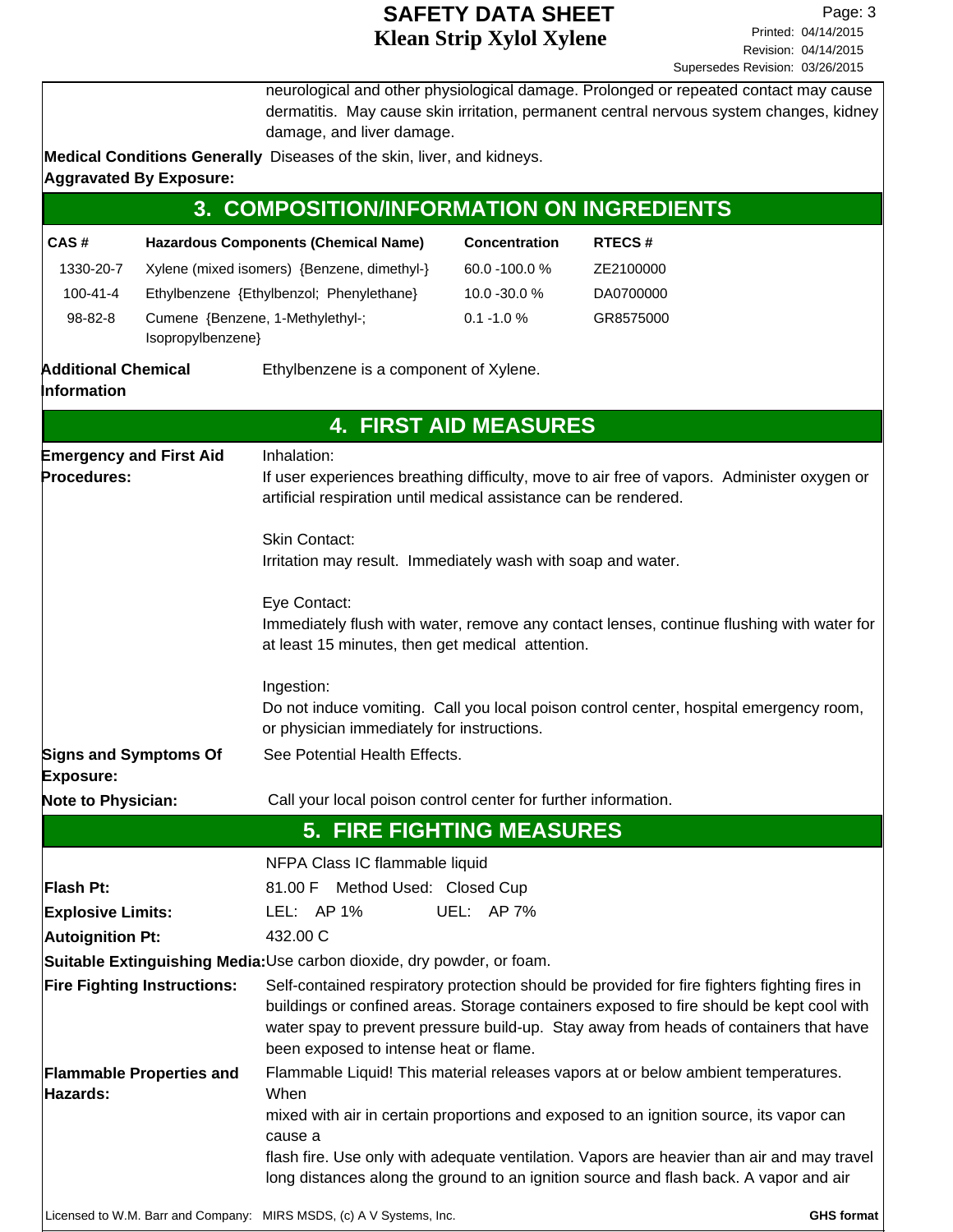neurological and other physiological damage. Prolonged or repeated contact may cause dermatitis. May cause skin irritation, permanent central nervous system changes, kidney damage, and liver damage.

**Medical Conditions Generally Aggravated By Exposure:** Diseases of the skin, liver, and kidneys.

## 3. COMPOSITION/INFORMATION ON INGREDIENTS

| CAS # | Hazardous Components (Chemical Name) | Concentration | RTECS # |
|---|---|---|---|
| 1330-20-7 | Xylene (mixed isomers) {Benzene, dimethyl-} | 60.0 -100.0 % | ZE2100000 |
| 100-41-4 | Ethylbenzene {Ethylbenzol; Phenylethane} | 10.0 -30.0 % | DA0700000 |
| 98-82-8 | Cumene {Benzene, 1-Methylethyl-; Isopropylbenzene} | 0.1 -1.0 % | GR8575000 |

**Additional Chemical Information** Ethylbenzene is a component of Xylene.

## 4. FIRST AID MEASURES

**Emergency and First Aid Procedures:**

Inhalation:
If user experiences breathing difficulty, move to air free of vapors. Administer oxygen or artificial respiration until medical assistance can be rendered.

Skin Contact:
Irritation may result. Immediately wash with soap and water.

Eye Contact:
Immediately flush with water, remove any contact lenses, continue flushing with water for at least 15 minutes, then get medical attention.

Ingestion:
Do not induce vomiting. Call you local poison control center, hospital emergency room, or physician immediately for instructions.

**Signs and Symptoms Of Exposure:** See Potential Health Effects.

**Note to Physician:** Call your local poison control center for further information.

## 5. FIRE FIGHTING MEASURES

NFPA Class IC flammable liquid

**Flash Pt:** 81.00 F Method Used: Closed Cup

**Explosive Limits:** LEL: AP 1% UEL: AP 7%

**Autoignition Pt:** 432.00 C

**Suitable Extinguishing Media:** Use carbon dioxide, dry powder, or foam.

**Fire Fighting Instructions:** Self-contained respiratory protection should be provided for fire fighters fighting fires in buildings or confined areas. Storage containers exposed to fire should be kept cool with water spray to prevent pressure build-up. Stay away from heads of containers that have been exposed to intense heat or flame.

**Flammable Properties and Hazards:** Flammable Liquid! This material releases vapors at or below ambient temperatures. When mixed with air in certain proportions and exposed to an ignition source, its vapor can cause a flash fire. Use only with adequate ventilation. Vapors are heavier than air and may travel long distances along the ground to an ignition source and flash back. A vapor and air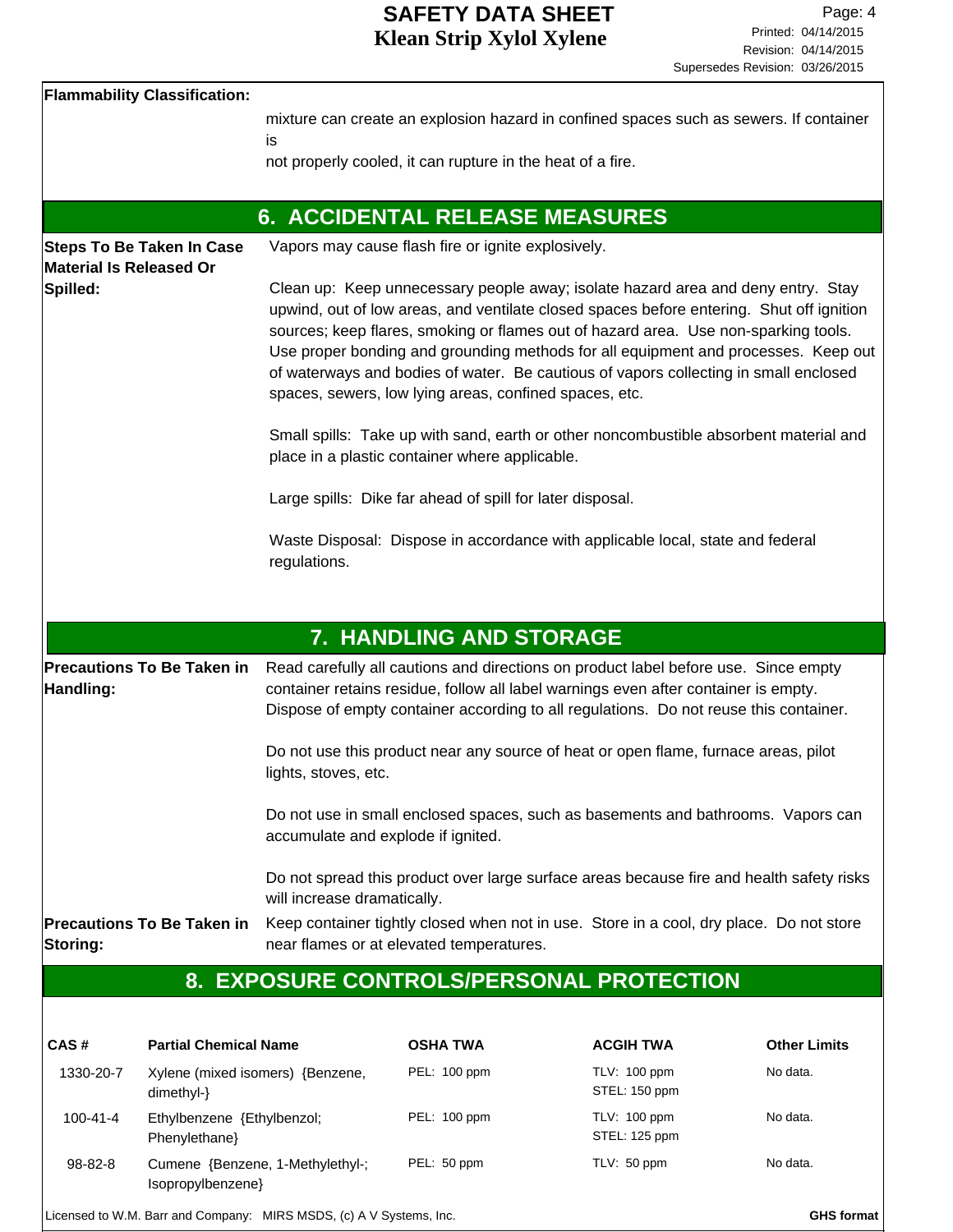**Flammability Classification:**

mixture can create an explosion hazard in confined spaces such as sewers. If container is
not properly cooled, it can rupture in the heat of a fire.

## 6. ACCIDENTAL RELEASE MEASURES

**Steps To Be Taken In Case Material Is Released Or Spilled:**

Vapors may cause flash fire or ignite explosively.

Clean up: Keep unnecessary people away; isolate hazard area and deny entry. Stay upwind, out of low areas, and ventilate closed spaces before entering. Shut off ignition sources; keep flares, smoking or flames out of hazard area. Use non-sparking tools. Use proper bonding and grounding methods for all equipment and processes. Keep out of waterways and bodies of water. Be cautious of vapors collecting in small enclosed spaces, sewers, low lying areas, confined spaces, etc.

Small spills: Take up with sand, earth or other noncombustible absorbent material and place in a plastic container where applicable.

Large spills: Dike far ahead of spill for later disposal.

Waste Disposal: Dispose in accordance with applicable local, state and federal regulations.

## 7. HANDLING AND STORAGE

**Precautions To Be Taken in Handling:**

Read carefully all cautions and directions on product label before use. Since empty container retains residue, follow all label warnings even after container is empty. Dispose of empty container according to all regulations. Do not reuse this container.

Do not use this product near any source of heat or open flame, furnace areas, pilot lights, stoves, etc.

Do not use in small enclosed spaces, such as basements and bathrooms. Vapors can accumulate and explode if ignited.

Do not spread this product over large surface areas because fire and health safety risks will increase dramatically.

**Precautions To Be Taken in Storing:**

Keep container tightly closed when not in use. Store in a cool, dry place. Do not store near flames or at elevated temperatures.

## 8. EXPOSURE CONTROLS/PERSONAL PROTECTION

| CAS # | Partial Chemical Name | OSHA TWA | ACGIH TWA | Other Limits |
|---|---|---|---|---|
| 1330-20-7 | Xylene (mixed isomers) {Benzene, dimethyl-} | PEL: 100 ppm | TLV: 100 ppm<br>STEL: 150 ppm | No data. |
| 100-41-4 | Ethylbenzene {Ethylbenzol; Phenylethane} | PEL: 100 ppm | TLV: 100 ppm<br>STEL: 125 ppm | No data. |
| 98-82-8 | Cumene {Benzene, 1-Methylethyl-; Isopropylbenzene} | PEL: 50 ppm | TLV: 50 ppm | No data. |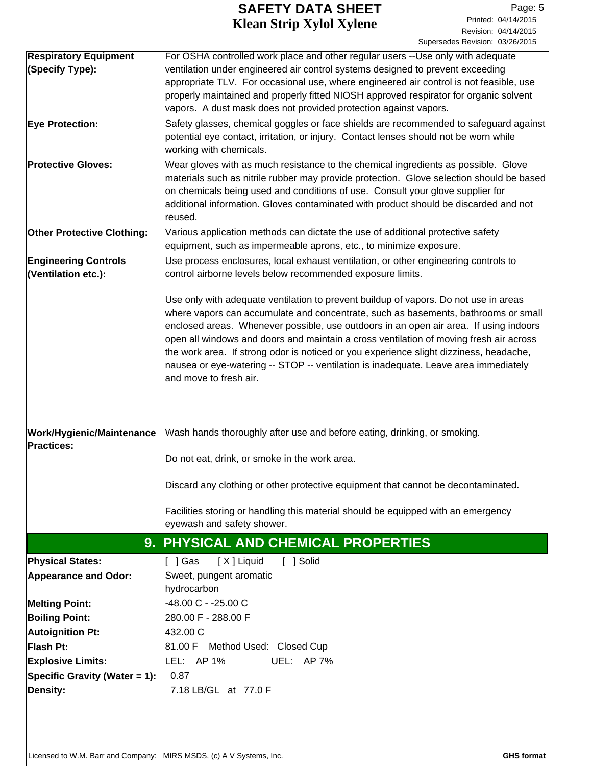| | |
|---|---|
| **Respiratory Equipment (Specify Type):** | For OSHA controlled work place and other regular users --Use only with adequate ventilation under engineered air control systems designed to prevent exceeding appropriate TLV. For occasional use, where engineered air control is not feasible, use properly maintained and properly fitted NIOSH approved respirator for organic solvent vapors. A dust mask does not provided protection against vapors. |
| **Eye Protection:** | Safety glasses, chemical goggles or face shields are recommended to safeguard against potential eye contact, irritation, or injury. Contact lenses should not be worn while working with chemicals. |
| **Protective Gloves:** | Wear gloves with as much resistance to the chemical ingredients as possible. Glove materials such as nitrile rubber may provide protection. Glove selection should be based on chemicals being used and conditions of use. Consult your glove supplier for additional information. Gloves contaminated with product should be discarded and not reused. |
| **Other Protective Clothing:** | Various application methods can dictate the use of additional protective safety equipment, such as impermeable aprons, etc., to minimize exposure. |
| **Engineering Controls (Ventilation etc.):** | Use process enclosures, local exhaust ventilation, or other engineering controls to control airborne levels below recommended exposure limits.<br><br>Use only with adequate ventilation to prevent buildup of vapors. Do not use in areas where vapors can accumulate and concentrate, such as basements, bathrooms or small enclosed areas. Whenever possible, use outdoors in an open air area. If using indoors open all windows and doors and maintain a cross ventilation of moving fresh air across the work area. If strong odor is noticed or you experience slight dizziness, headache, nausea or eye-watering -- STOP -- ventilation is inadequate. Leave area immediately and move to fresh air. |
| **Work/Hygienic/Maintenance Practices:** | Wash hands thoroughly after use and before eating, drinking, or smoking.<br><br>Do not eat, drink, or smoke in the work area.<br><br>Discard any clothing or other protective equipment that cannot be decontaminated.<br><br>Facilities storing or handling this material should be equipped with an emergency eyewash and safety shower. |

## 9. PHYSICAL AND CHEMICAL PROPERTIES

| | |
|---|---|
| **Physical States:** | [ ] Gas [ X ] Liquid [ ] Solid |
| **Appearance and Odor:** | Sweet, pungent aromatic hydrocarbon |
| **Melting Point:** | -48.00 C - -25.00 C |
| **Boiling Point:** | 280.00 F - 288.00 F |
| **Autoignition Pt:** | 432.00 C |
| **Flash Pt:** | 81.00 F Method Used: Closed Cup |
| **Explosive Limits:** | LEL: AP 1% UEL: AP 7% |
| **Specific Gravity (Water = 1):** | 0.87 |
| **Density:** | 7.18 LB/GL at 77.0 F |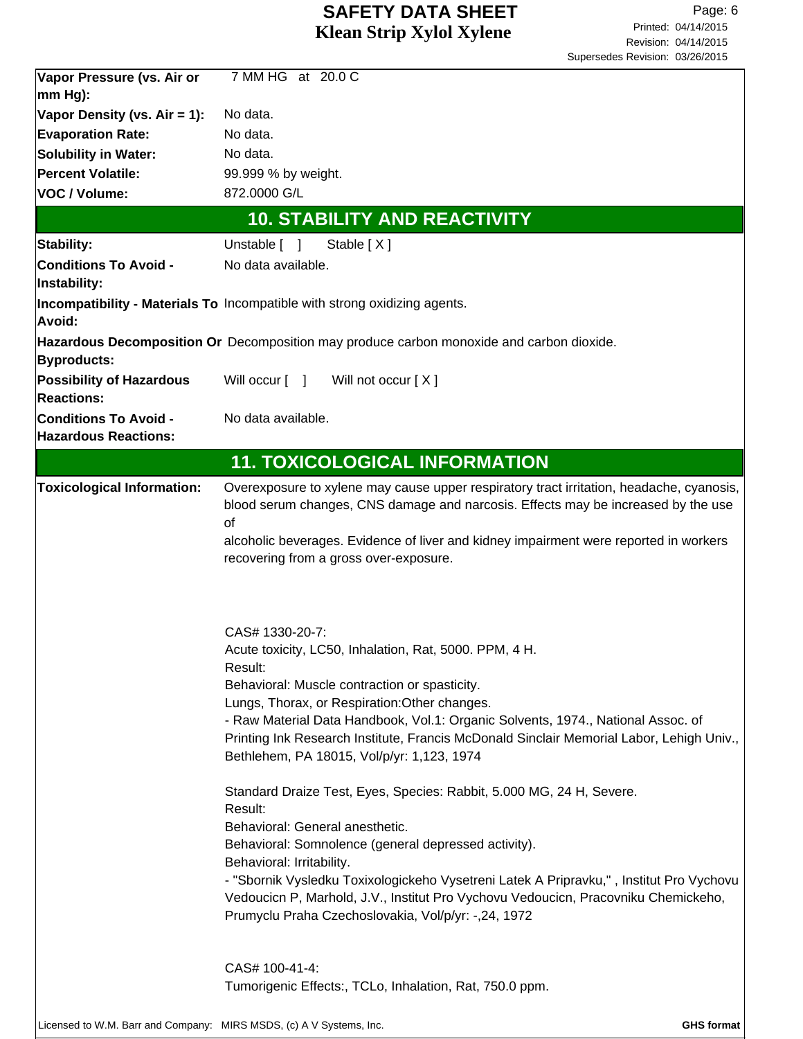| | |
|---|---|
| **Vapor Pressure (vs. Air or mm Hg):** | 7 MM HG at 20.0 C |
| **Vapor Density (vs. Air = 1):** | No data. |
| **Evaporation Rate:** | No data. |
| **Solubility in Water:** | No data. |
| **Percent Volatile:** | 99.999 % by weight. |
| **VOC / Volume:** | 872.0000 G/L |

## 10. STABILITY AND REACTIVITY

| | |
|---|---|
| **Stability:** | Unstable [ ] Stable [ X ] |
| **Conditions To Avoid - Instability:** | No data available. |
| **Incompatibility - Materials To Avoid:** | Incompatible with strong oxidizing agents. |
| **Hazardous Decomposition Or Byproducts:** | Decomposition may produce carbon monoxide and carbon dioxide. |
| **Possibility of Hazardous Reactions:** | Will occur [ ] Will not occur [ X ] |
| **Conditions To Avoid - Hazardous Reactions:** | No data available. |

## 11. TOXICOLOGICAL INFORMATION

**Toxicological Information:**

Overexposure to xylene may cause upper respiratory tract irritation, headache, cyanosis, blood serum changes, CNS damage and narcosis. Effects may be increased by the use of alcoholic beverages. Evidence of liver and kidney impairment were reported in workers recovering from a gross over-exposure.

CAS# 1330-20-7:
Acute toxicity, LC50, Inhalation, Rat, 5000. PPM, 4 H.
Result:
Behavioral: Muscle contraction or spasticity.
Lungs, Thorax, or Respiration:Other changes.
- Raw Material Data Handbook, Vol.1: Organic Solvents, 1974., National Assoc. of Printing Ink Research Institute, Francis McDonald Sinclair Memorial Labor, Lehigh Univ., Bethlehem, PA 18015, Vol/p/yr: 1,123, 1974

Standard Draize Test, Eyes, Species: Rabbit, 5.000 MG, 24 H, Severe.
Result:
Behavioral: General anesthetic.
Behavioral: Somnolence (general depressed activity).
Behavioral: Irritability.
- "Sbornik Vysledku Toxixologickeho Vysetreni Latek A Pripravku," , Institut Pro Vychovu Vedoucicn P, Marhold, J.V., Institut Pro Vychovu Vedoucicn, Pracovniku Chemickeho, Prumyclu Praha Czechoslovakia, Vol/p/yr: -,24, 1972

CAS# 100-41-4:
Tumorigenic Effects:, TCLo, Inhalation, Rat, 750.0 ppm.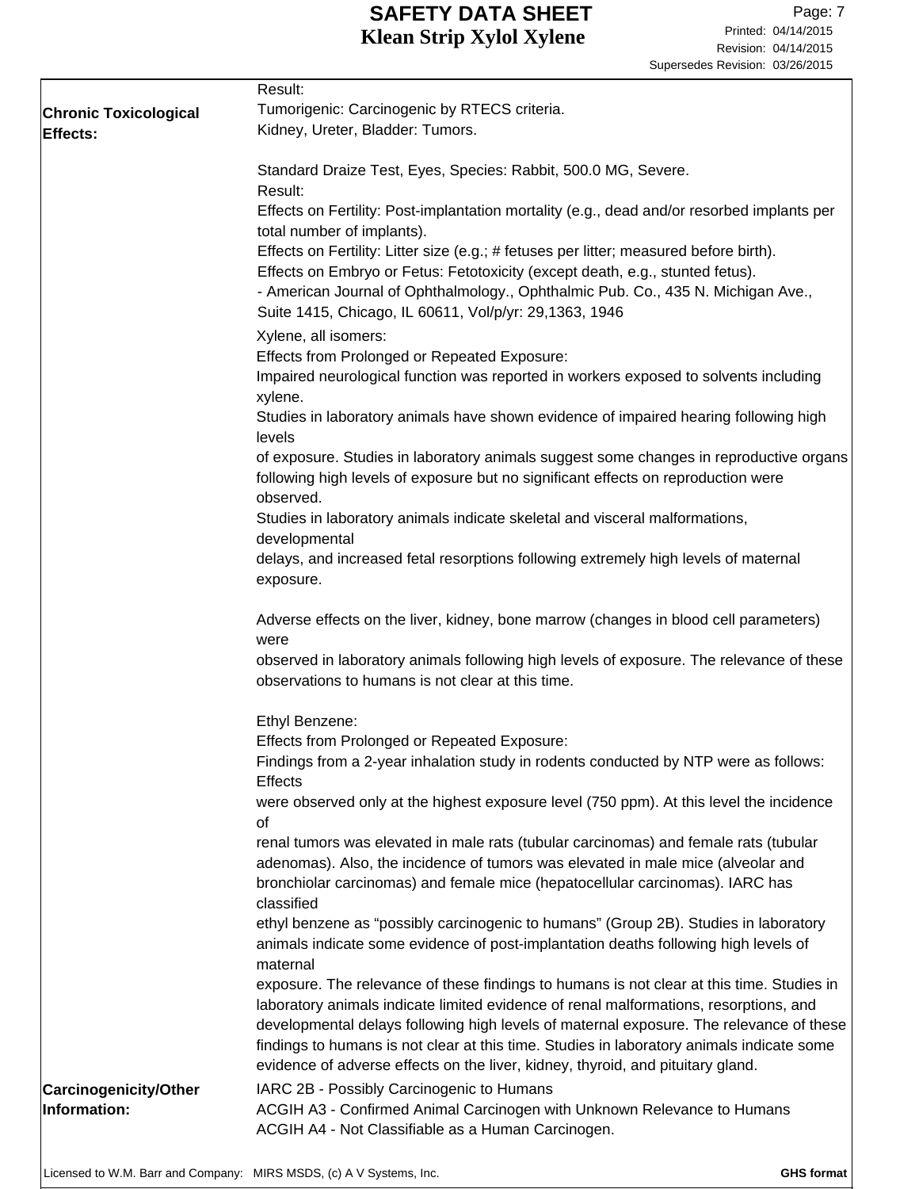Result:

**Chronic Toxicological Effects:**

Tumorigenic: Carcinogenic by RTECS criteria.
Kidney, Ureter, Bladder: Tumors.

Standard Draize Test, Eyes, Species: Rabbit, 500.0 MG, Severe.
Result:
Effects on Fertility: Post-implantation mortality (e.g., dead and/or resorbed implants per total number of implants).
Effects on Fertility: Litter size (e.g.; # fetuses per litter; measured before birth).
Effects on Embryo or Fetus: Fetotoxicity (except death, e.g., stunted fetus).
- American Journal of Ophthalmology., Ophthalmic Pub. Co., 435 N. Michigan Ave., Suite 1415, Chicago, IL 60611, Vol/p/yr: 29,1363, 1946

Xylene, all isomers:
Effects from Prolonged or Repeated Exposure:
Impaired neurological function was reported in workers exposed to solvents including xylene.
Studies in laboratory animals have shown evidence of impaired hearing following high levels of exposure. Studies in laboratory animals suggest some changes in reproductive organs following high levels of exposure but no significant effects on reproduction were observed.
Studies in laboratory animals indicate skeletal and visceral malformations, developmental delays, and increased fetal resorptions following extremely high levels of maternal exposure.

Adverse effects on the liver, kidney, bone marrow (changes in blood cell parameters) were observed in laboratory animals following high levels of exposure. The relevance of these observations to humans is not clear at this time.

Ethyl Benzene:
Effects from Prolonged or Repeated Exposure:
Findings from a 2-year inhalation study in rodents conducted by NTP were as follows: Effects were observed only at the highest exposure level (750 ppm). At this level the incidence of renal tumors was elevated in male rats (tubular carcinomas) and female rats (tubular adenomas). Also, the incidence of tumors was elevated in male mice (alveolar and bronchiolar carcinomas) and female mice (hepatocellular carcinomas). IARC has classified ethyl benzene as “possibly carcinogenic to humans” (Group 2B). Studies in laboratory animals indicate some evidence of post-implantation deaths following high levels of maternal exposure. The relevance of these findings to humans is not clear at this time. Studies in laboratory animals indicate limited evidence of renal malformations, resorptions, and developmental delays following high levels of maternal exposure. The relevance of these findings to humans is not clear at this time. Studies in laboratory animals indicate some evidence of adverse effects on the liver, kidney, thyroid, and pituitary gland.

**Carcinogenicity/Other Information:**

IARC 2B - Possibly Carcinogenic to Humans
ACGIH A3 - Confirmed Animal Carcinogen with Unknown Relevance to Humans
ACGIH A4 - Not Classifiable as a Human Carcinogen.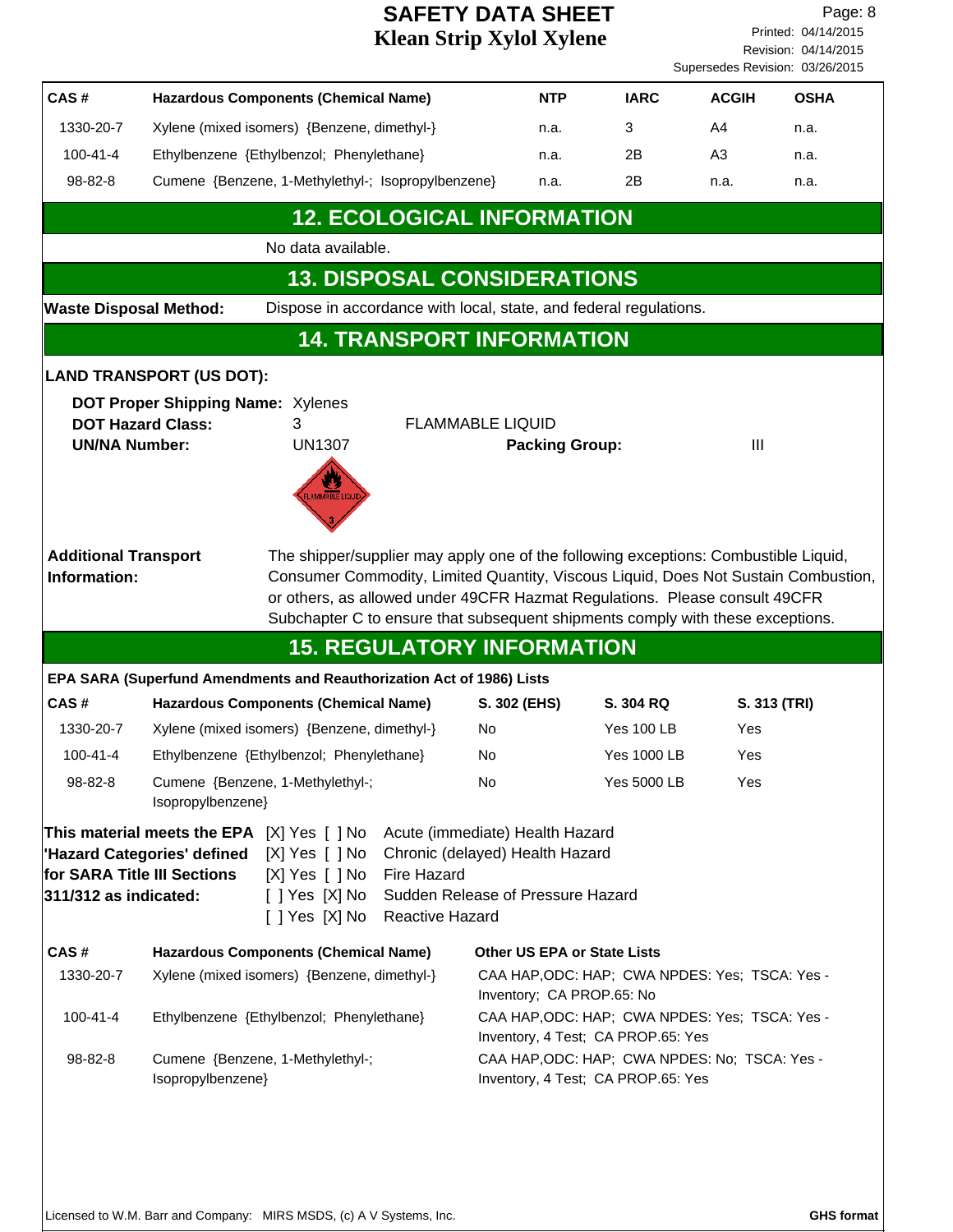| CAS # | Hazardous Components (Chemical Name) | NTP | IARC | ACGIH | OSHA |
|---|---|---|---|---|---|
| 1330-20-7 | Xylene (mixed isomers) {Benzene, dimethyl-} | n.a. | 3 | A4 | n.a. |
| 100-41-4 | Ethylbenzene {Ethylbenzol; Phenylethane} | n.a. | 2B | A3 | n.a. |
| 98-82-8 | Cumene {Benzene, 1-Methylethyl-; Isopropylbenzene} | n.a. | 2B | n.a. | n.a. |

## 12. ECOLOGICAL INFORMATION

No data available.

## 13. DISPOSAL CONSIDERATIONS

**Waste Disposal Method:** Dispose in accordance with local, state, and federal regulations.

## 14. TRANSPORT INFORMATION

**LAND TRANSPORT (US DOT):**

**DOT Proper Shipping Name:** Xylenes

**DOT Hazard Class:** 3 FLAMMABLE LIQUID

**UN/NA Number:** UN1307 **Packing Group:** III

**Additional Transport Information:** The shipper/supplier may apply one of the following exceptions: Combustible Liquid, Consumer Commodity, Limited Quantity, Viscous Liquid, Does Not Sustain Combustion, or others, as allowed under 49CFR Hazmat Regulations. Please consult 49CFR Subchapter C to ensure that subsequent shipments comply with these exceptions.

## 15. REGULATORY INFORMATION

**EPA SARA (Superfund Amendments and Reauthorization Act of 1986) Lists**

| CAS # | Hazardous Components (Chemical Name) | S. 302 (EHS) | S. 304 RQ | S. 313 (TRI) |
|---|---|---|---|---|
| 1330-20-7 | Xylene (mixed isomers) {Benzene, dimethyl-} | No | Yes 100 LB | Yes |
| 100-41-4 | Ethylbenzene {Ethylbenzol; Phenylethane} | No | Yes 1000 LB | Yes |
| 98-82-8 | Cumene {Benzene, 1-Methylethyl-; Isopropylbenzene} | No | Yes 5000 LB | Yes |

**This material meets the EPA 'Hazard Categories' defined for SARA Title III Sections 311/312 as indicated:**

[X] Yes [ ] No Acute (immediate) Health Hazard
[X] Yes [ ] No Chronic (delayed) Health Hazard
[X] Yes [ ] No Fire Hazard
[ ] Yes [X] No Sudden Release of Pressure Hazard
[ ] Yes [X] No Reactive Hazard

| CAS # | Hazardous Components (Chemical Name) | Other US EPA or State Lists |
|---|---|---|
| 1330-20-7 | Xylene (mixed isomers) {Benzene, dimethyl-} | CAA HAP,ODC: HAP; CWA NPDES: Yes; TSCA: Yes - Inventory; CA PROP.65: No |
| 100-41-4 | Ethylbenzene {Ethylbenzol; Phenylethane} | CAA HAP,ODC: HAP; CWA NPDES: Yes; TSCA: Yes - Inventory, 4 Test; CA PROP.65: Yes |
| 98-82-8 | Cumene {Benzene, 1-Methylethyl-; Isopropylbenzene} | CAA HAP,ODC: HAP; CWA NPDES: No; TSCA: Yes - Inventory, 4 Test; CA PROP.65: Yes |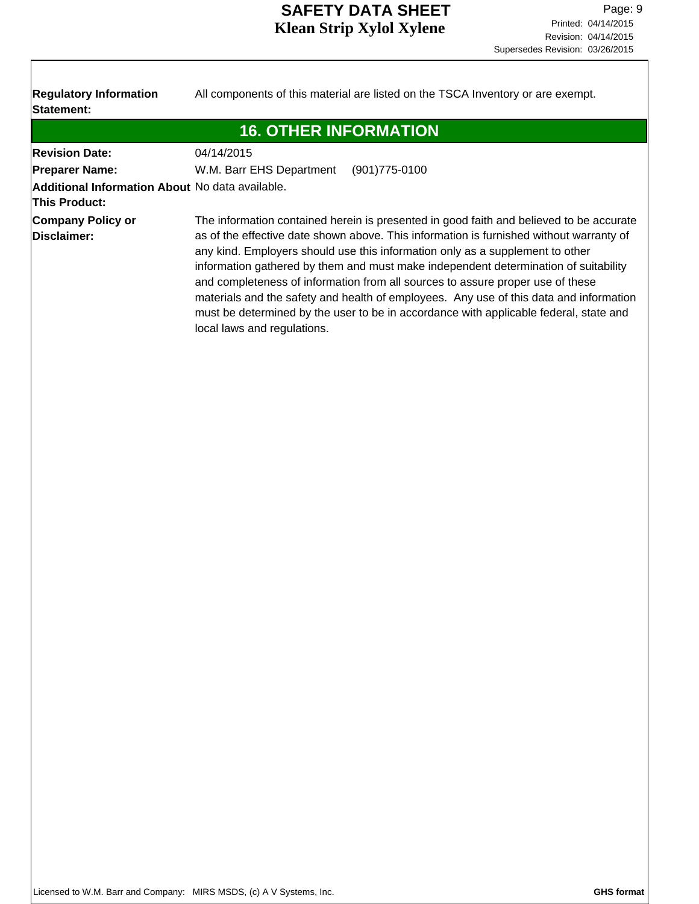**Regulatory Information Statement:** All components of this material are listed on the TSCA Inventory or are exempt.

## 16. OTHER INFORMATION

**Revision Date:** 04/14/2015

**Preparer Name:** W.M. Barr EHS Department (901)775-0100

**Additional Information About This Product:** No data available.

**Company Policy or Disclaimer:** The information contained herein is presented in good faith and believed to be accurate as of the effective date shown above. This information is furnished without warranty of any kind. Employers should use this information only as a supplement to other information gathered by them and must make independent determination of suitability and completeness of information from all sources to assure proper use of these materials and the safety and health of employees. Any use of this data and information must be determined by the user to be in accordance with applicable federal, state and local laws and regulations.